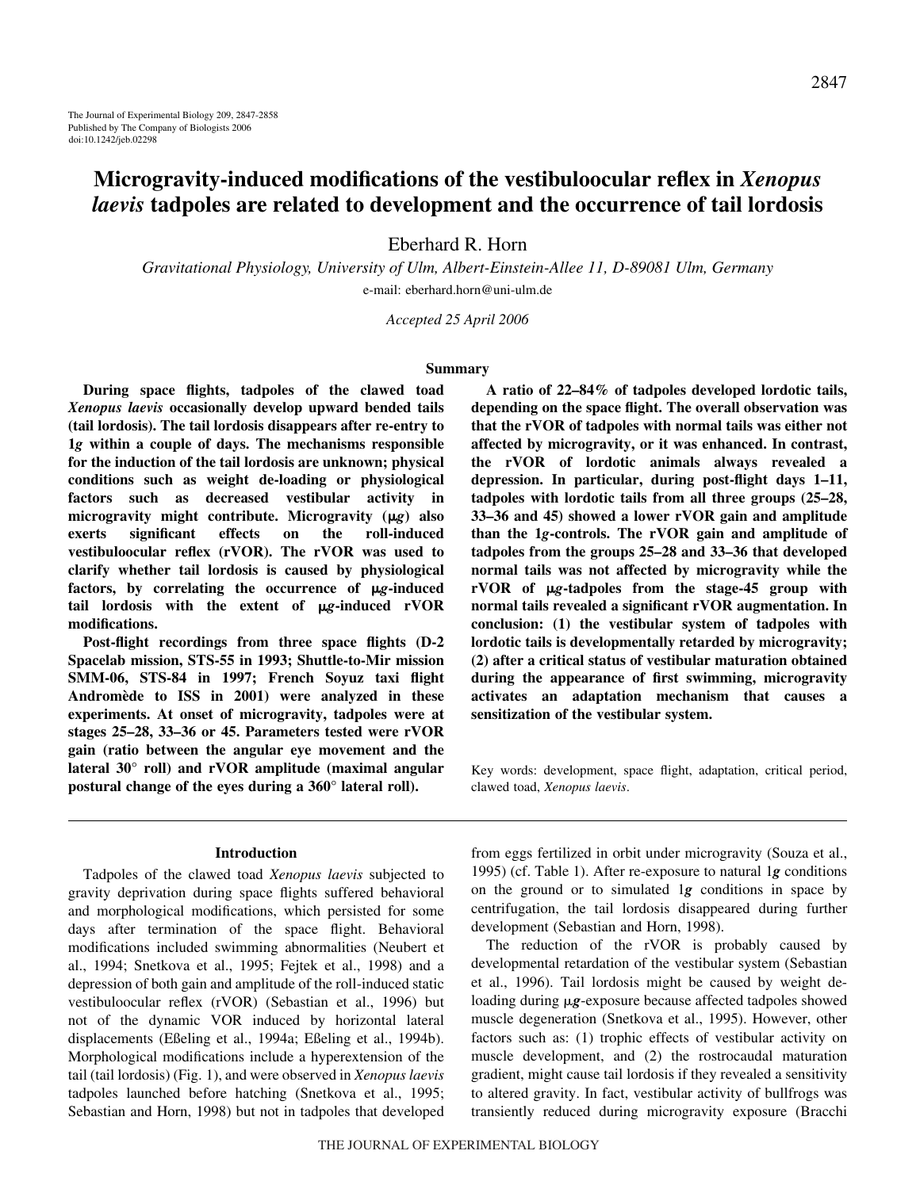# Microgravity-induced modifications of the vestibuloocular reflex in *Xenopus laevis* tadpoles are related to development and the occurrence of tail lordosis

Eberhard R. Horn

*Gravitational Physiology, University of Ulm, Albert-Einstein-Allee 11, D-89081 Ulm, Germany*

e-mail: eberhard.horn@uni-ulm.de

*Accepted 25 April 2006*

## Summary

**During space flights, tadpoles of the clawed toad *Xenopus laevis* occasionally develop upward bended tails (tail lordosis). The tail lordosis disappears after re-entry to 1*g* within a couple of days. The mechanisms responsible for the induction of the tail lordosis are unknown; physical conditions such as weight de-loading or physiological factors such as decreased vestibular activity in microgravity might contribute. Microgravity (μ*g*) also exerts significant effects on the roll-induced vestibuloocular reflex (rVOR). The rVOR was used to clarify whether tail lordosis is caused by physiological factors, by correlating the occurrence of μ*g*-induced tail lordosis with the extent of μ*g*-induced rVOR modifications.**

**Post-flight recordings from three space flights (D-2 Spacelab mission, STS-55 in 1993; Shuttle-to-Mir mission SMM-06, STS-84 in 1997; French Soyuz taxi flight Andromède to ISS in 2001) were analyzed in these experiments. At onset of microgravity, tadpoles were at stages 25–28, 33–36 or 45. Parameters tested were rVOR gain (ratio between the angular eye movement and the lateral 30° roll) and rVOR amplitude (maximal angular postural change of the eyes during a 360° lateral roll).**

**A ratio of 22–84% of tadpoles developed lordotic tails, depending on the space flight. The overall observation was that the rVOR of tadpoles with normal tails was either not affected by microgravity, or it was enhanced. In contrast, the rVOR of lordotic animals always revealed a depression. In particular, during post-flight days 1–11, tadpoles with lordotic tails from all three groups (25–28, 33–36 and 45) showed a lower rVOR gain and amplitude than the 1*g*-controls. The rVOR gain and amplitude of tadpoles from the groups 25–28 and 33–36 that developed normal tails was not affected by microgravity while the rVOR of μ*g*-tadpoles from the stage-45 group with normal tails revealed a significant rVOR augmentation. In conclusion: (1) the vestibular system of tadpoles with lordotic tails is developmentally retarded by microgravity; (2) after a critical status of vestibular maturation obtained during the appearance of first swimming, microgravity activates an adaptation mechanism that causes a sensitization of the vestibular system.**

Key words: development, space flight, adaptation, critical period, clawed toad, *Xenopus laevis*.

## Introduction

Tadpoles of the clawed toad *Xenopus laevis* subjected to gravity deprivation during space flights suffered behavioral and morphological modifications, which persisted for some days after termination of the space flight. Behavioral modifications included swimming abnormalities (Neubert et al., 1994; Snetkova et al., 1995; Fejtek et al., 1998) and a depression of both gain and amplitude of the roll-induced static vestibuloocular reflex (rVOR) (Sebastian et al., 1996) but not of the dynamic VOR induced by horizontal lateral displacements (Eßeling et al., 1994a; Eßeling et al., 1994b). Morphological modifications include a hyperextension of the tail (tail lordosis) (Fig. 1), and were observed in *Xenopus laevis* tadpoles launched before hatching (Snetkova et al., 1995; Sebastian and Horn, 1998) but not in tadpoles that developed from eggs fertilized in orbit under microgravity (Souza et al., 1995) (cf. Table 1). After re-exposure to natural 1***g*** conditions on the ground or to simulated 1***g*** conditions in space by centrifugation, the tail lordosis disappeared during further development (Sebastian and Horn, 1998).

The reduction of the rVOR is probably caused by developmental retardation of the vestibular system (Sebastian et al., 1996). Tail lordosis might be caused by weight de-loading during μ***g***-exposure because affected tadpoles showed muscle degeneration (Snetkova et al., 1995). However, other factors such as: (1) trophic effects of vestibular activity on muscle development, and (2) the rostrocaudal maturation gradient, might cause tail lordosis if they revealed a sensitivity to altered gravity. In fact, vestibular activity of bullfrogs was transiently reduced during microgravity exposure (Bracchi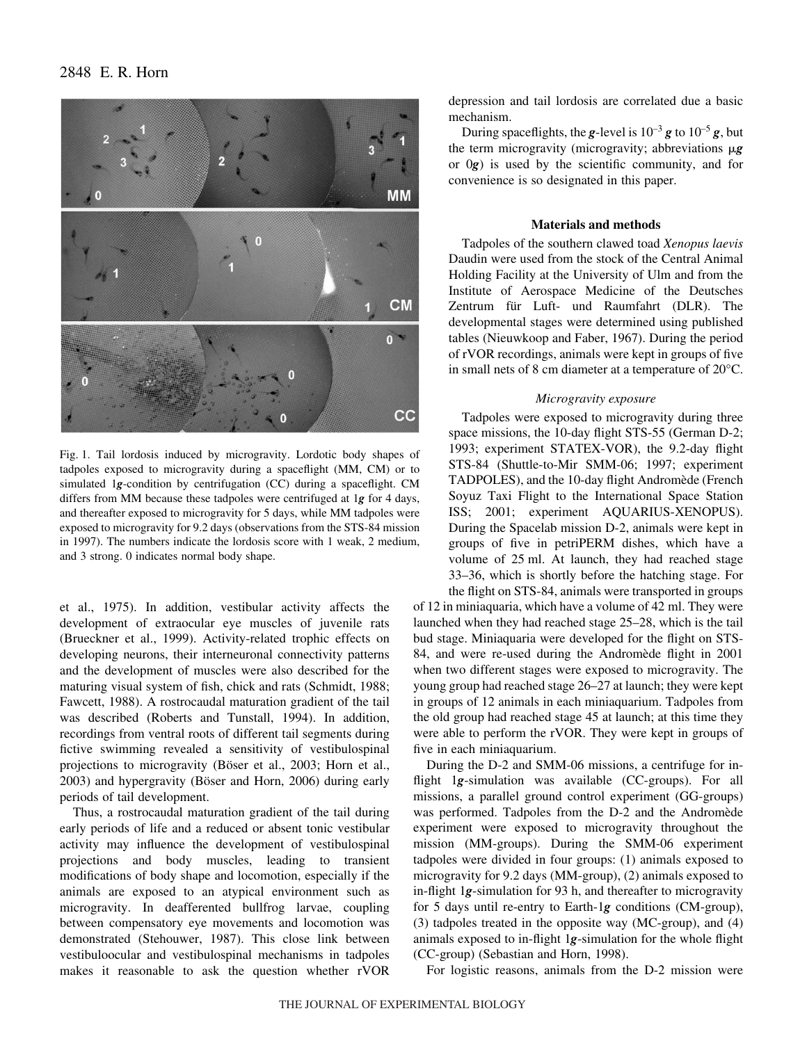Fig. 1. Tail lordosis induced by microgravity. Lordotic body shapes of tadpoles exposed to microgravity during a spaceflight (MM, CM) or to simulated 1*g*-condition by centrifugation (CC) during a spaceflight. CM differs from MM because these tadpoles were centrifuged at 1*g* for 4 days, and thereafter exposed to microgravity for 5 days, while MM tadpoles were exposed to microgravity for 9.2 days (observations from the STS-84 mission in 1997). The numbers indicate the lordosis score with 1 weak, 2 medium, and 3 strong. 0 indicates normal body shape.

et al., 1975). In addition, vestibular activity affects the development of extraocular eye muscles of juvenile rats (Brueckner et al., 1999). Activity-related trophic effects on developing neurons, their interneuronal connectivity patterns and the development of muscles were also described for the maturing visual system of fish, chick and rats (Schmidt, 1988; Fawcett, 1988). A rostrocaudal maturation gradient of the tail was described (Roberts and Tunstall, 1994). In addition, recordings from ventral roots of different tail segments during fictive swimming revealed a sensitivity of vestibulospinal projections to microgravity (Böser et al., 2003; Horn et al., 2003) and hypergravity (Böser and Horn, 2006) during early periods of tail development.

Thus, a rostrocaudal maturation gradient of the tail during early periods of life and a reduced or absent tonic vestibular activity may influence the development of vestibulospinal projections and body muscles, leading to transient modifications of body shape and locomotion, especially if the animals are exposed to an atypical environment such as microgravity. In deafferented bullfrog larvae, coupling between compensatory eye movements and locomotion was demonstrated (Stehouwer, 1987). This close link between vestibuloocular and vestibulospinal mechanisms in tadpoles makes it reasonable to ask the question whether rVOR depression and tail lordosis are correlated due a basic mechanism.

During spaceflights, the *g*-level is $10^{-3}$ *g* to $10^{-5}$ *g*, but the term microgravity (microgravity; abbreviations μ*g* or 0*g*) is used by the scientific community, and for convenience is so designated in this paper.

## Materials and methods

Tadpoles of the southern clawed toad *Xenopus laevis* Daudin were used from the stock of the Central Animal Holding Facility at the University of Ulm and from the Institute of Aerospace Medicine of the Deutsches Zentrum für Luft- und Raumfahrt (DLR). The developmental stages were determined using published tables (Nieuwkoop and Faber, 1967). During the period of rVOR recordings, animals were kept in groups of five in small nets of 8 cm diameter at a temperature of 20°C.

### *Microgravity exposure*

Tadpoles were exposed to microgravity during three space missions, the 10-day flight STS-55 (German D-2; 1993; experiment STATEX-VOR), the 9.2-day flight STS-84 (Shuttle-to-Mir SMM-06; 1997; experiment TADPOLES), and the 10-day flight Andromède (French Soyuz Taxi Flight to the International Space Station ISS; 2001; experiment AQUARIUS-XENOPUS). During the Spacelab mission D-2, animals were kept in groups of five in petriPERM dishes, which have a volume of 25 ml. At launch, they had reached stage 33–36, which is shortly before the hatching stage. For the flight on STS-84, animals were transported in groups of 12 in miniaquaria, which have a volume of 42 ml. They were launched when they had reached stage 25–28, which is the tail bud stage. Miniaquaria were developed for the flight on STS-84, and were re-used during the Andromède flight in 2001 when two different stages were exposed to microgravity. The young group had reached stage 26–27 at launch; they were kept in groups of 12 animals in each miniaquarium. Tadpoles from the old group had reached stage 45 at launch; at this time they were able to perform the rVOR. They were kept in groups of five in each miniaquarium.

During the D-2 and SMM-06 missions, a centrifuge for in-flight 1*g*-simulation was available (CC-groups). For all missions, a parallel ground control experiment (GG-groups) was performed. Tadpoles from the D-2 and the Andromède experiment were exposed to microgravity throughout the mission (MM-groups). During the SMM-06 experiment tadpoles were divided in four groups: (1) animals exposed to microgravity for 9.2 days (MM-group), (2) animals exposed to in-flight 1*g*-simulation for 93 h, and thereafter to microgravity for 5 days until re-entry to Earth-1*g* conditions (CM-group), (3) tadpoles treated in the opposite way (MC-group), and (4) animals exposed to in-flight 1*g*-simulation for the whole flight (CC-group) (Sebastian and Horn, 1998).

For logistic reasons, animals from the D-2 mission were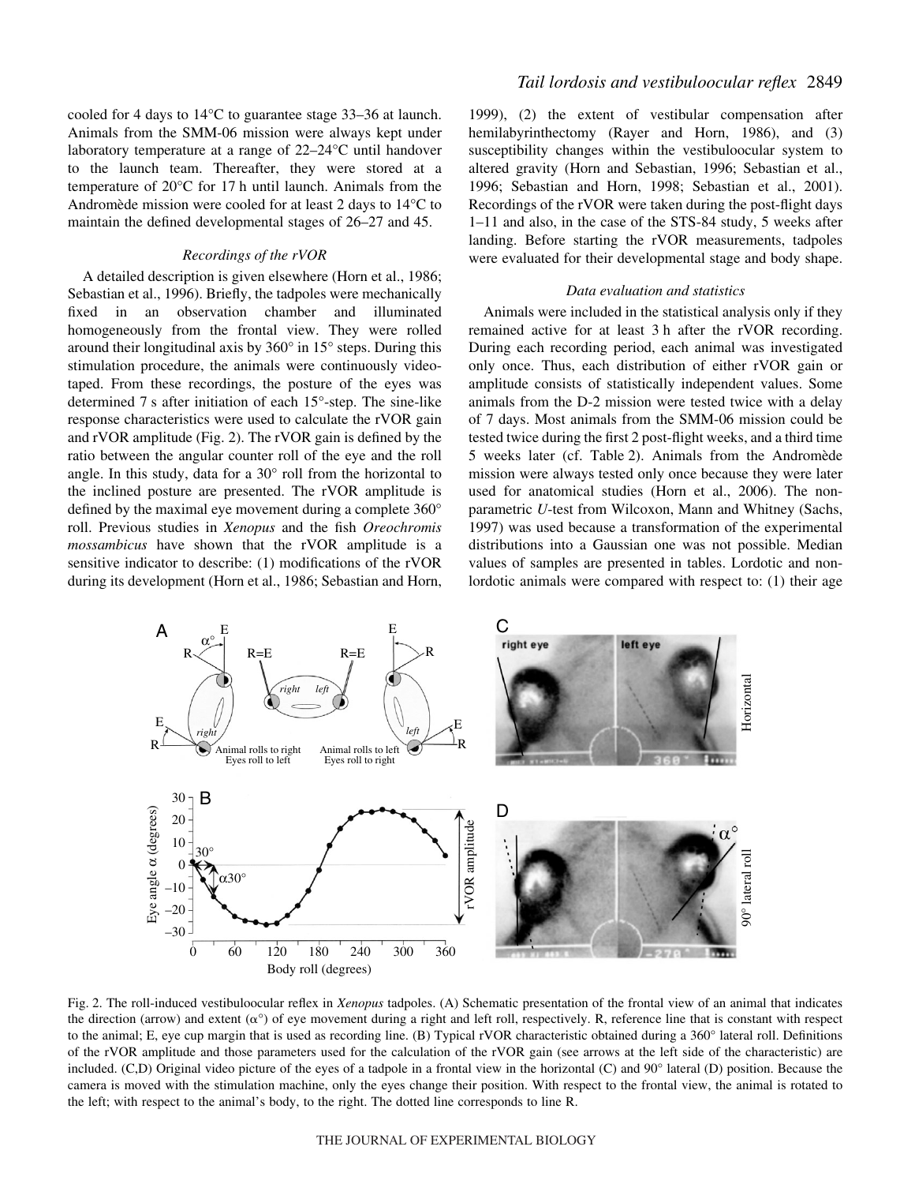cooled for 4 days to 14°C to guarantee stage 33–36 at launch. Animals from the SMM-06 mission were always kept under laboratory temperature at a range of 22–24°C until handover to the launch team. Thereafter, they were stored at a temperature of 20°C for 17 h until launch. Animals from the Andromède mission were cooled for at least 2 days to 14°C to maintain the defined developmental stages of 26–27 and 45.

### Recordings of the rVOR

A detailed description is given elsewhere (Horn et al., 1986; Sebastian et al., 1996). Briefly, the tadpoles were mechanically fixed in an observation chamber and illuminated homogeneously from the frontal view. They were rolled around their longitudinal axis by 360° in 15° steps. During this stimulation procedure, the animals were continuously videotaped. From these recordings, the posture of the eyes was determined 7 s after initiation of each 15°-step. The sine-like response characteristics were used to calculate the rVOR gain and rVOR amplitude (Fig. 2). The rVOR gain is defined by the ratio between the angular counter roll of the eye and the roll angle. In this study, data for a 30° roll from the horizontal to the inclined posture are presented. The rVOR amplitude is defined by the maximal eye movement during a complete 360° roll. Previous studies in *Xenopus* and the fish *Oreochromis mossambicus* have shown that the rVOR amplitude is a sensitive indicator to describe: (1) modifications of the rVOR during its development (Horn et al., 1986; Sebastian and Horn, 1999), (2) the extent of vestibular compensation after hemilabyrinthectomy (Rayer and Horn, 1986), and (3) susceptibility changes within the vestibuloocular system to altered gravity (Horn and Sebastian, 1996; Sebastian et al., 1996; Sebastian and Horn, 1998; Sebastian et al., 2001). Recordings of the rVOR were taken during the post-flight days 1–11 and also, in the case of the STS-84 study, 5 weeks after landing. Before starting the rVOR measurements, tadpoles were evaluated for their developmental stage and body shape.

### Data evaluation and statistics

Animals were included in the statistical analysis only if they remained active for at least 3 h after the rVOR recording. During each recording period, each animal was investigated only once. Thus, each distribution of either rVOR gain or amplitude consists of statistically independent values. Some animals from the D-2 mission were tested twice with a delay of 7 days. Most animals from the SMM-06 mission could be tested twice during the first 2 post-flight weeks, and a third time 5 weeks later (cf. Table 2). Animals from the Andromède mission were always tested only once because they were later used for anatomical studies (Horn et al., 2006). The non-parametric *U*-test from Wilcoxon, Mann and Whitney (Sachs, 1997) was used because a transformation of the experimental distributions into a Gaussian one was not possible. Median values of samples are presented in tables. Lordotic and non-lordotic animals were compared with respect to: (1) their age

Fig. 2. The roll-induced vestibuloocular reflex in *Xenopus* tadpoles. (A) Schematic presentation of the frontal view of an animal that indicates the direction (arrow) and extent (α°) of eye movement during a right and left roll, respectively. R, reference line that is constant with respect to the animal; E, eye cup margin that is used as recording line. (B) Typical rVOR characteristic obtained during a 360° lateral roll. Definitions of the rVOR amplitude and those parameters used for the calculation of the rVOR gain (see arrows at the left side of the characteristic) are included. (C,D) Original video picture of the eyes of a tadpole in a frontal view in the horizontal (C) and 90° lateral (D) position. Because the camera is moved with the stimulation machine, only the eyes change their position. With respect to the frontal view, the animal is rotated to the left; with respect to the animal's body, to the right. The dotted line corresponds to line R.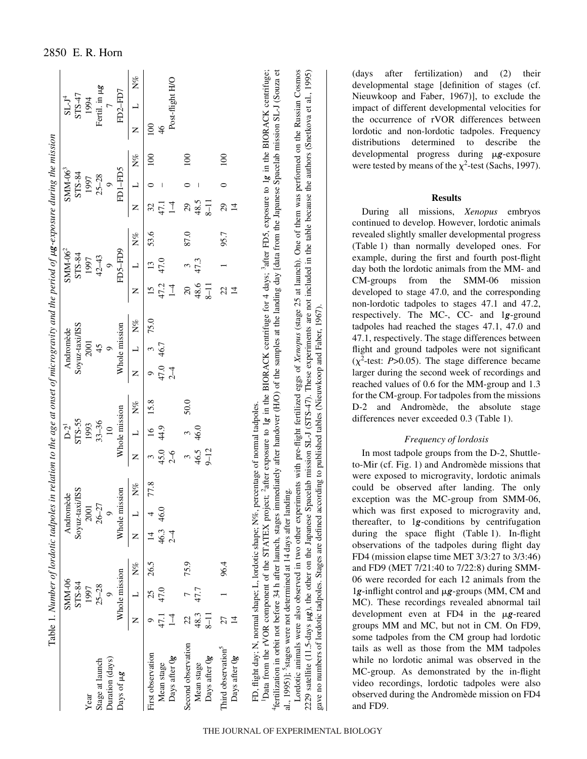Table 1. *Number of lordotic tadpoles in relation to the age at onset of microgravity and the period of µg-exposure during the mission*

| | SMM-06 | | | Andromède | | | D-2[1] | | | Andromède | | | SMM-06[2] | | | SMM-06[3] | | | SL-J[4] | | |
|---|---|---|---|---|---|---|---|---|---|---|---|---|---|---|---|---|---|---|---|---|---|
| | STS-84 | | | Soyuz-taxi/ISS | | | STS-55 | | | Soyuz-taxi/ISS | | | STS-84 | | | STS-84 | | | STS-47 | | |
| Year | 1997 | | | 2001 | | | 1993 | | | 2001 | | | 1997 | | | 1997 | | | 1994 | | |
| Stage at launch | 25–28 | | | 26–27 | | | 33–36 | | | 45 | | | 42–43 | | | 25–28 | | | Fertil. in µg | | |
| Duration (days) | 9 | | | 9 | | | 10 | | | 9 | | | 9 | | | 9 | | | 7 | | |
| Days of µg | Whole mission | | | Whole mission | | | Whole mission | | | Whole mission | | | FD5–FD9 | | | FD1–FD5 | | | FD2–FD7 | | |
| | N | L | N% | N | L | N% | N | L | N% | N | L | N% | N | L | N% | N | L | N% | N | L | N% |
| First observation | 9 | 25 | 26.5 | 14 | 4 | 77.8 | 3 | 16 | 15.8 | 9 | 3 | 75.0 | 15 | 13 | 53.6 | 32 | 0 | 100 | 100 | | |
| Mean stage | 47.1 | 47.0 | | 46.3 | 46.0 | | 45.0 | 44.9 | | 47.0 | 46.7 | | 47.2 | 47.0 | | 47.1 | – | | 46 | | |
| Days after 0*g* | 1–4 | | | 2–4 | | | 2–6 | | | 2–4 | | | 1–4 | | | 1–4 | | | Post-flight H/O | | |
| Second observation | 22 | 7 | 75.9 | | | | 3 | 3 | 50.0 | | | | 20 | 3 | 87.0 | 29 | 0 | 100 | | | |
| Mean stage | 48.3 | 47.7 | | | | | 46.5 | 46.0 | | | | | 48.6 | 47.3 | | 48.5 | – | | | | |
| Days after 0*g* | 8–11 | | | | | | 9–12 | | | | | | 8–11 | | | 8–11 | | | | | |
| Third observation[5] | 27 | 1 | 96.4 | | | | | | | | | | 22 | 1 | 95.7 | 29 | 0 | 100 | | | |
| Days after 0*g* | 14 | | | | | | | | | | | | 14 | | | 14 | | | | | |

FD, flight day; N, normal shape; L, lordotic shape; N%, percentage of normal tadpoles.

[1]Data from the rVOR component of the STATEX project; [2]after exposure to 1*g* in the BIORACK centrifuge for 4 days; [3]after FD5, exposure to 1*g* in the BIORACK centrifuge; [4]fertilization in orbit not before 34 h after launch, stages immediately after handover (H/O) of the samples at the landing day (data from the Japanese Spacelab mission SL-J (Souza et al., 1995)]; [5]stages were not determined at 14 days after landing.

Lordotic animals were also observed in two other experiments with pre-flight fertilized eggs of *Xenopus* (stage 25 at launch). One of them was performed on the Russian Cosmos 2229 satellite (11.5-days µ*g*), the other on the Japanese Spacelab mission SL-J (STS-47). These experiments are not included in the table because the authors (Snetkova et al., 1995) gave no numbers of lordotic tadpoles. Stages are defined according to published tables (Nieuwkoop and Faber, 1967).

(days after fertilization) and (2) their developmental stage [definition of stages (cf. Nieuwkoop and Faber, 1967)], to exclude the impact of different developmental velocities for the occurrence of rVOR differences between lordotic and non-lordotic tadpoles. Frequency distributions determined to describe the developmental progress during µ*g*-exposure were tested by means of the $\chi^2$-test (Sachs, 1997).

## Results

During all missions, *Xenopus* embryos continued to develop. However, lordotic animals revealed slightly smaller developmental progress (Table 1) than normally developed ones. For example, during the first and fourth post-flight day both the lordotic animals from the MM- and CM-groups from the SMM-06 mission developed to stage 47.0, and the corresponding non-lordotic tadpoles to stages 47.1 and 47.2, respectively. The MC-, CC- and 1*g*-ground tadpoles had reached the stages 47.1, 47.0 and 47.1, respectively. The stage differences between flight and ground tadpoles were not significant ($\chi^2$-test: $P>0.05$). The stage difference became larger during the second week of recordings and reached values of 0.6 for the MM-group and 1.3 for the CM-group. For tadpoles from the missions D-2 and Andromède, the absolute stage differences never exceeded 0.3 (Table 1).

### Frequency of lordosis

In most tadpole groups from the D-2, Shuttle-to-Mir (cf. Fig. 1) and Andromède missions that were exposed to microgravity, lordotic animals could be observed after landing. The only exception was the MC-group from SMM-06, which was first exposed to microgravity and, thereafter, to 1*g*-conditions by centrifugation during the space flight (Table 1). In-flight observations of the tadpoles during flight day FD4 (mission elapse time MET 3/3:27 to 3/3:46) and FD9 (MET 7/21:40 to 7/22:8) during SMM-06 were recorded for each 12 animals from the 1*g*-inflight control and µ*g*-groups (MM, CM and MC). These recordings revealed abnormal tail development even at FD4 in the µ*g*-reared groups MM and MC, but not in CM. On FD9, some tadpoles from the CM group had lordotic tails as well as those from the MM tadpoles while no lordotic animal was observed in the MC-group. As demonstrated by the in-flight video recordings, lordotic tadpoles were also observed during the Andromède mission on FD4 and FD9.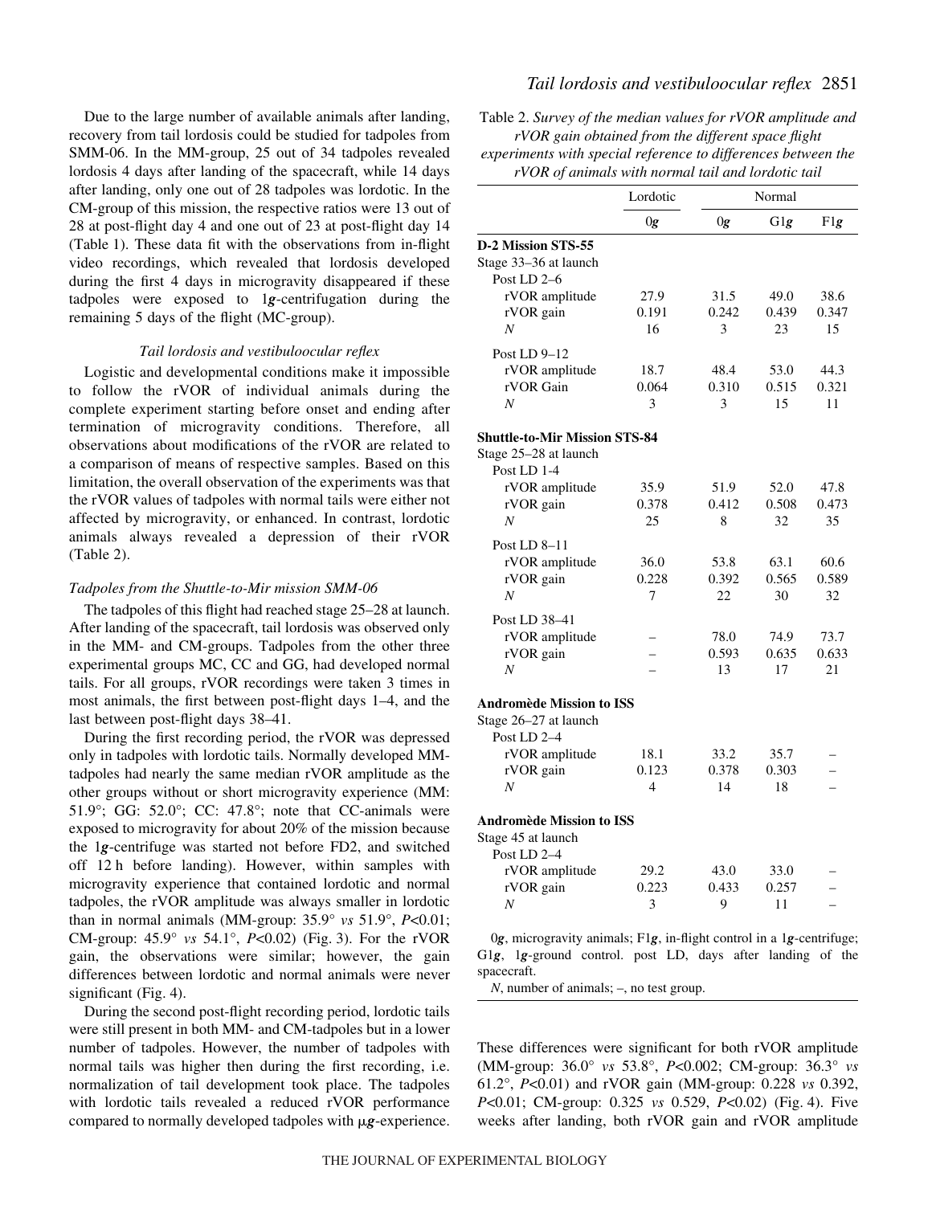Due to the large number of available animals after landing, recovery from tail lordosis could be studied for tadpoles from SMM-06. In the MM-group, 25 out of 34 tadpoles revealed lordosis 4 days after landing of the spacecraft, while 14 days after landing, only one out of 28 tadpoles was lordotic. In the CM-group of this mission, the respective ratios were 13 out of 28 at post-flight day 4 and one out of 23 at post-flight day 14 (Table 1). These data fit with the observations from in-flight video recordings, which revealed that lordosis developed during the first 4 days in microgravity disappeared if these tadpoles were exposed to 1***g***-centrifugation during the remaining 5 days of the flight (MC-group).

### *Tail lordosis and vestibuloocular reflex*

Logistic and developmental conditions make it impossible to follow the rVOR of individual animals during the complete experiment starting before onset and ending after termination of microgravity conditions. Therefore, all observations about modifications of the rVOR are related to a comparison of means of respective samples. Based on this limitation, the overall observation of the experiments was that the rVOR values of tadpoles with normal tails were either not affected by microgravity, or enhanced. In contrast, lordotic animals always revealed a depression of their rVOR (Table 2).

### *Tadpoles from the Shuttle-to-Mir mission SMM-06*

The tadpoles of this flight had reached stage 25–28 at launch. After landing of the spacecraft, tail lordosis was observed only in the MM- and CM-groups. Tadpoles from the other three experimental groups MC, CC and GG, had developed normal tails. For all groups, rVOR recordings were taken 3 times in most animals, the first between post-flight days 1–4, and the last between post-flight days 38–41.

During the first recording period, the rVOR was depressed only in tadpoles with lordotic tails. Normally developed MM-tadpoles had nearly the same median rVOR amplitude as the other groups without or short microgravity experience (MM: 51.9°; GG: 52.0°; CC: 47.8°; note that CC-animals were exposed to microgravity for about 20% of the mission because the 1***g***-centrifuge was started not before FD2, and switched off 12 h before landing). However, within samples with microgravity experience that contained lordotic and normal tadpoles, the rVOR amplitude was always smaller in lordotic than in normal animals (MM-group: 35.9° *vs* 51.9°, $P<0.01$; CM-group: 45.9° *vs* 54.1°, $P<0.02$) (Fig. 3). For the rVOR gain, the observations were similar; however, the gain differences between lordotic and normal animals were never significant (Fig. 4).

During the second post-flight recording period, lordotic tails were still present in both MM- and CM-tadpoles but in a lower number of tadpoles. However, the number of tadpoles with normal tails was higher then during the first recording, i.e. normalization of tail development took place. The tadpoles with lordotic tails revealed a reduced rVOR performance compared to normally developed tadpoles with μ***g***-experience. These differences were significant for both rVOR amplitude (MM-group: 36.0° *vs* 53.8°, $P<0.002$; CM-group: 36.3° *vs* 61.2°, $P<0.01$) and rVOR gain (MM-group: 0.228 *vs* 0.392, $P<0.01$; CM-group: 0.325 *vs* 0.529, $P<0.02$) (Fig. 4). Five weeks after landing, both rVOR gain and rVOR amplitude

Table 2. *Survey of the median values for rVOR amplitude and rVOR gain obtained from the different space flight experiments with special reference to differences between the rVOR of animals with normal tail and lordotic tail*

| | Lordotic | Normal | | |
|---|---|---|---|---|
| | 0***g*** | 0***g*** | G1***g*** | F1***g*** |
| **D-2 Mission STS-55** | | | | |
| Stage 33–36 at launch | | | | |
| Post LD 2–6 | | | | |
| rVOR amplitude | 27.9 | 31.5 | 49.0 | 38.6 |
| rVOR gain | 0.191 | 0.242 | 0.439 | 0.347 |
| *N* | 16 | 3 | 23 | 15 |
| Post LD 9–12 | | | | |
| rVOR amplitude | 18.7 | 48.4 | 53.0 | 44.3 |
| rVOR Gain | 0.064 | 0.310 | 0.515 | 0.321 |
| *N* | 3 | 3 | 15 | 11 |
| **Shuttle-to-Mir Mission STS-84** | | | | |
| Stage 25–28 at launch | | | | |
| Post LD 1-4 | | | | |
| rVOR amplitude | 35.9 | 51.9 | 52.0 | 47.8 |
| rVOR gain | 0.378 | 0.412 | 0.508 | 0.473 |
| *N* | 25 | 8 | 32 | 35 |
| Post LD 8–11 | | | | |
| rVOR amplitude | 36.0 | 53.8 | 63.1 | 60.6 |
| rVOR gain | 0.228 | 0.392 | 0.565 | 0.589 |
| *N* | 7 | 22 | 30 | 32 |
| Post LD 38–41 | | | | |
| rVOR amplitude | – | 78.0 | 74.9 | 73.7 |
| rVOR gain | – | 0.593 | 0.635 | 0.633 |
| *N* | – | 13 | 17 | 21 |
| **Andromède Mission to ISS** | | | | |
| Stage 26–27 at launch | | | | |
| Post LD 2–4 | | | | |
| rVOR amplitude | 18.1 | 33.2 | 35.7 | – |
| rVOR gain | 0.123 | 0.378 | 0.303 | – |
| *N* | 4 | 14 | 18 | – |
| **Andromède Mission to ISS** | | | | |
| Stage 45 at launch | | | | |
| Post LD 2–4 | | | | |
| rVOR amplitude | 29.2 | 43.0 | 33.0 | – |
| rVOR gain | 0.223 | 0.433 | 0.257 | – |
| *N* | 3 | 9 | 11 | – |

0***g***, microgravity animals; F1***g***, in-flight control in a 1***g***-centrifuge; G1***g***, 1***g***-ground control. post LD, days after landing of the spacecraft.

*N*, number of animals; –, no test group.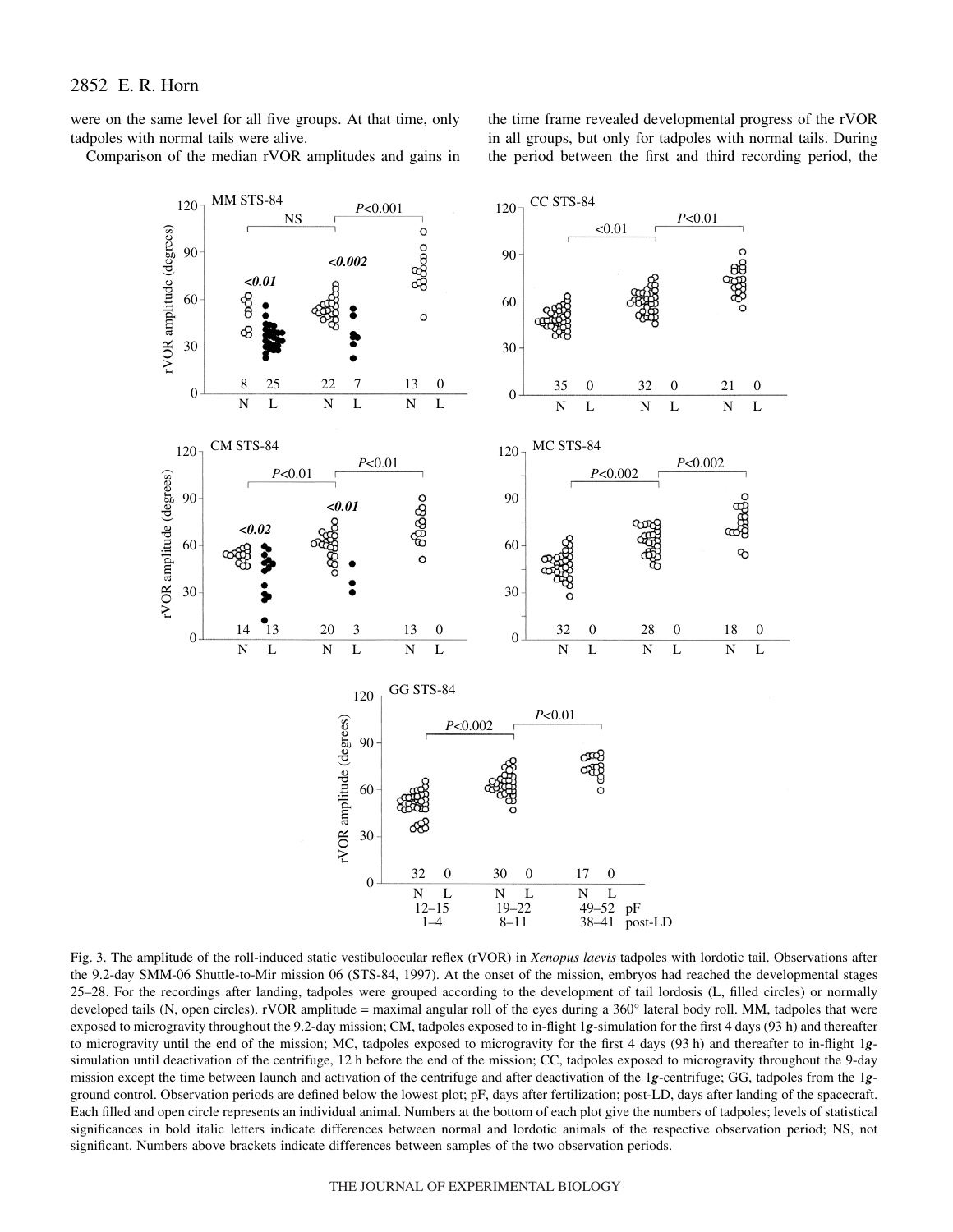were on the same level for all five groups. At that time, only tadpoles with normal tails were alive.

Comparison of the median rVOR amplitudes and gains in the time frame revealed developmental progress of the rVOR in all groups, but only for tadpoles with normal tails. During the period between the first and third recording period, the

Fig. 3. The amplitude of the roll-induced static vestibuloocular reflex (rVOR) in *Xenopus laevis* tadpoles with lordotic tail. Observations after the 9.2-day SMM-06 Shuttle-to-Mir mission 06 (STS-84, 1997). At the onset of the mission, embryos had reached the developmental stages 25–28. For the recordings after landing, tadpoles were grouped according to the development of tail lordosis (L, filled circles) or normally developed tails (N, open circles). rVOR amplitude = maximal angular roll of the eyes during a 360° lateral body roll. MM, tadpoles that were exposed to microgravity throughout the 9.2-day mission; CM, tadpoles exposed to in-flight 1*g*-simulation for the first 4 days (93 h) and thereafter to microgravity until the end of the mission; MC, tadpoles exposed to microgravity for the first 4 days (93 h) and thereafter to in-flight 1*g*-simulation until deactivation of the centrifuge, 12 h before the end of the mission; CC, tadpoles exposed to microgravity throughout the 9-day mission except the time between launch and activation of the centrifuge and after deactivation of the 1*g*-centrifuge; GG, tadpoles from the 1*g*-ground control. Observation periods are defined below the lowest plot; pF, days after fertilization; post-LD, days after landing of the spacecraft. Each filled and open circle represents an individual animal. Numbers at the bottom of each plot give the numbers of tadpoles; levels of statistical significances in bold italic letters indicate differences between normal and lordotic animals of the respective observation period; NS, not significant. Numbers above brackets indicate differences between samples of the two observation periods.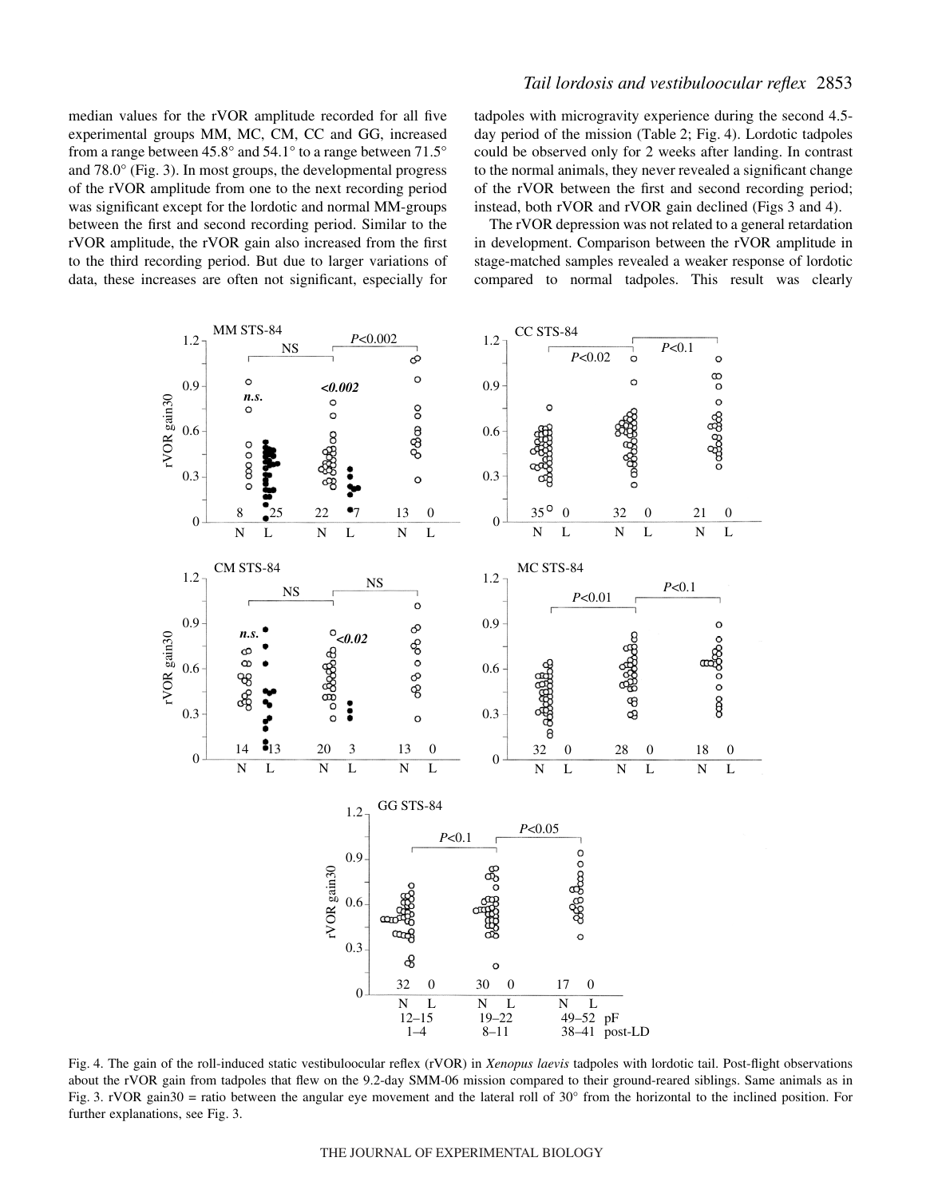median values for the rVOR amplitude recorded for all five experimental groups MM, MC, CM, CC and GG, increased from a range between 45.8° and 54.1° to a range between 71.5° and 78.0° (Fig. 3). In most groups, the developmental progress of the rVOR amplitude from one to the next recording period was significant except for the lordotic and normal MM-groups between the first and second recording period. Similar to the rVOR amplitude, the rVOR gain also increased from the first to the third recording period. But due to larger variations of data, these increases are often not significant, especially for tadpoles with microgravity experience during the second 4.5-day period of the mission (Table 2; Fig. 4). Lordotic tadpoles could be observed only for 2 weeks after landing. In contrast to the normal animals, they never revealed a significant change of the rVOR between the first and second recording period; instead, both rVOR and rVOR gain declined (Figs 3 and 4).

The rVOR depression was not related to a general retardation in development. Comparison between the rVOR amplitude in stage-matched samples revealed a weaker response of lordotic compared to normal tadpoles. This result was clearly

Fig. 4. The gain of the roll-induced static vestibuloocular reflex (rVOR) in *Xenopus laevis* tadpoles with lordotic tail. Post-flight observations about the rVOR gain from tadpoles that flew on the 9.2-day SMM-06 mission compared to their ground-reared siblings. Same animals as in Fig. 3. rVOR gain30 = ratio between the angular eye movement and the lateral roll of 30° from the horizontal to the inclined position. For further explanations, see Fig. 3.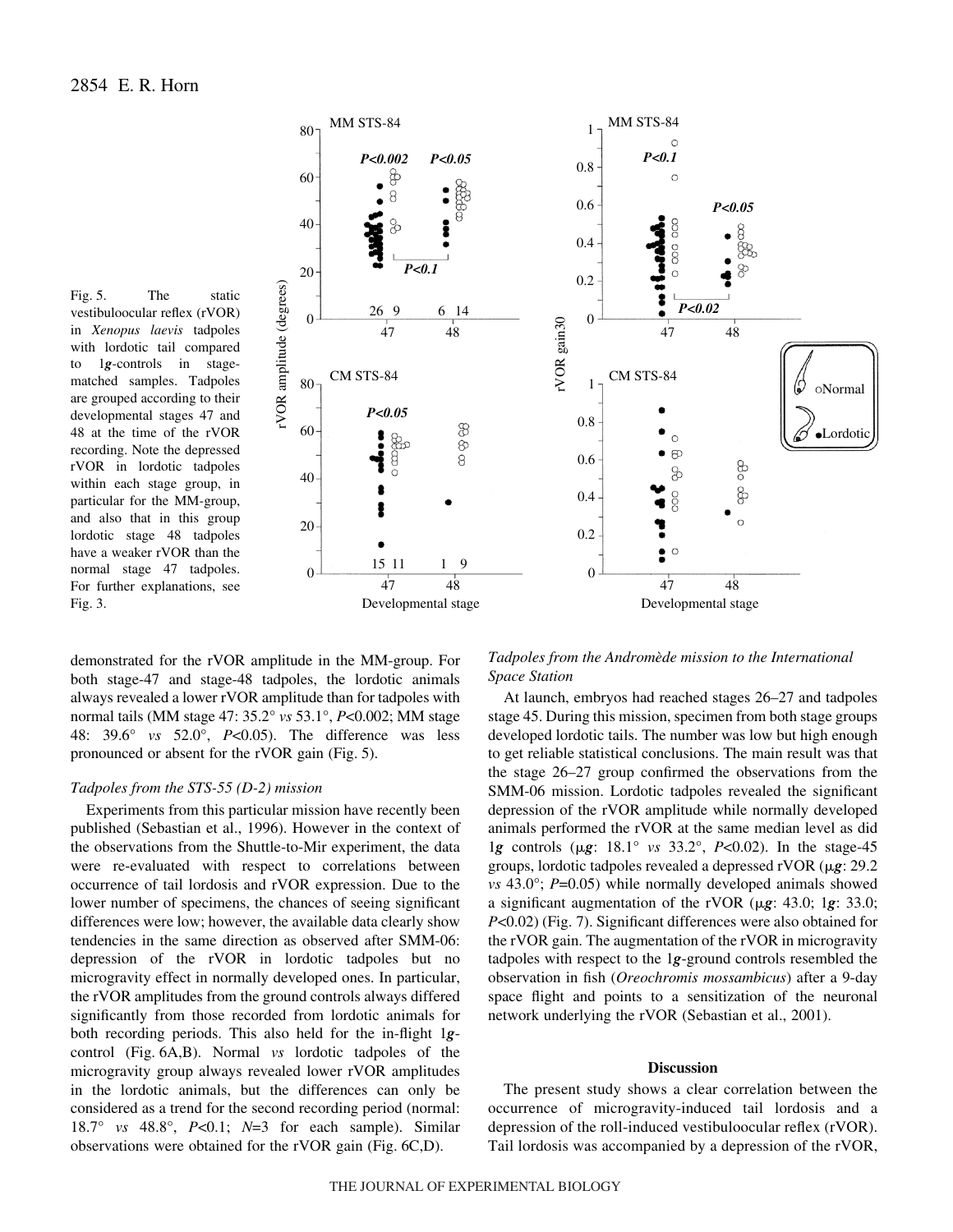Fig. 5. The static vestibuloocular reflex (rVOR) in *Xenopus laevis* tadpoles with lordotic tail compared to 1***g***-controls in stage-matched samples. Tadpoles are grouped according to their developmental stages 47 and 48 at the time of the rVOR recording. Note the depressed rVOR in lordotic tadpoles within each stage group, in particular for the MM-group, and also that in this group lordotic stage 48 tadpoles have a weaker rVOR than the normal stage 47 tadpoles. For further explanations, see Fig. 3.

demonstrated for the rVOR amplitude in the MM-group. For both stage-47 and stage-48 tadpoles, the lordotic animals always revealed a lower rVOR amplitude than for tadpoles with normal tails (MM stage 47: 35.2° *vs* 53.1°, *P*<0.002; MM stage 48: 39.6° *vs* 52.0°, *P*<0.05). The difference was less pronounced or absent for the rVOR gain (Fig. 5).

### *Tadpoles from the STS-55 (D-2) mission*

Experiments from this particular mission have recently been published (Sebastian et al., 1996). However in the context of the observations from the Shuttle-to-Mir experiment, the data were re-evaluated with respect to correlations between occurrence of tail lordosis and rVOR expression. Due to the lower number of specimens, the chances of seeing significant differences were low; however, the available data clearly show tendencies in the same direction as observed after SMM-06: depression of the rVOR in lordotic tadpoles but no microgravity effect in normally developed ones. In particular, the rVOR amplitudes from the ground controls always differed significantly from those recorded from lordotic animals for both recording periods. This also held for the in-flight 1***g***-control (Fig. 6A,B). Normal *vs* lordotic tadpoles of the microgravity group always revealed lower rVOR amplitudes in the lordotic animals, but the differences can only be considered as a trend for the second recording period (normal: 18.7° *vs* 48.8°, *P*<0.1; *N*=3 for each sample). Similar observations were obtained for the rVOR gain (Fig. 6C,D).

### *Tadpoles from the Andromède mission to the International Space Station*

At launch, embryos had reached stages 26–27 and tadpoles stage 45. During this mission, specimen from both stage groups developed lordotic tails. The number was low but high enough to get reliable statistical conclusions. The main result was that the stage 26–27 group confirmed the observations from the SMM-06 mission. Lordotic tadpoles revealed the significant depression of the rVOR amplitude while normally developed animals performed the rVOR at the same median level as did 1***g*** controls (μ***g***: 18.1° *vs* 33.2°, *P*<0.02). In the stage-45 groups, lordotic tadpoles revealed a depressed rVOR (μ***g***: 29.2 *vs* 43.0°; *P*=0.05) while normally developed animals showed a significant augmentation of the rVOR (μ***g***: 43.0; 1***g***: 33.0; *P*<0.02) (Fig. 7). Significant differences were also obtained for the rVOR gain. The augmentation of the rVOR in microgravity tadpoles with respect to the 1***g***-ground controls resembled the observation in fish (*Oreochromis mossambicus*) after a 9-day space flight and points to a sensitization of the neuronal network underlying the rVOR (Sebastian et al., 2001).

## Discussion

The present study shows a clear correlation between the occurrence of microgravity-induced tail lordosis and a depression of the roll-induced vestibuloocular reflex (rVOR). Tail lordosis was accompanied by a depression of the rVOR,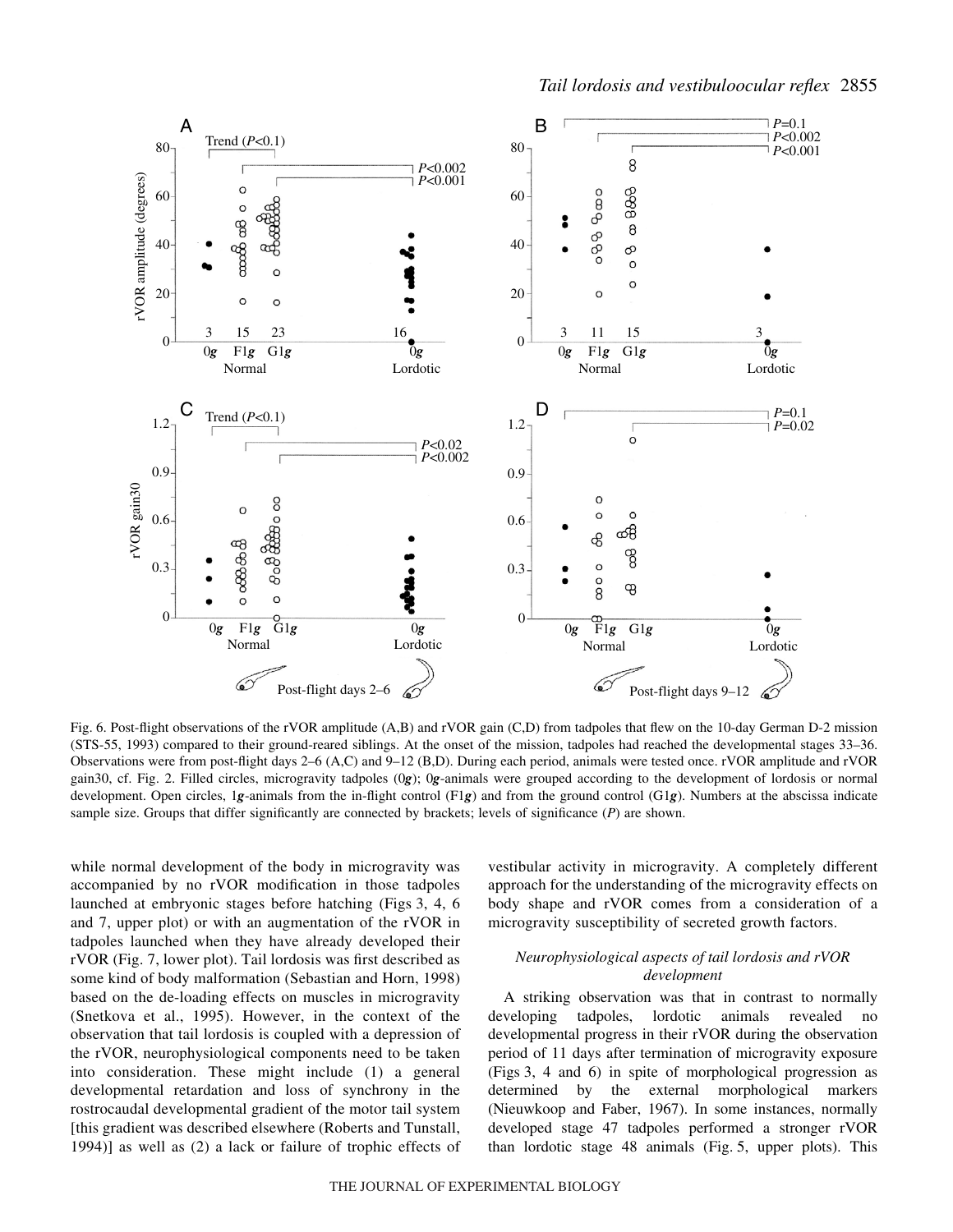Fig. 6. Post-flight observations of the rVOR amplitude (A,B) and rVOR gain (C,D) from tadpoles that flew on the 10-day German D-2 mission (STS-55, 1993) compared to their ground-reared siblings. At the onset of the mission, tadpoles had reached the developmental stages 33–36. Observations were from post-flight days 2–6 (A,C) and 9–12 (B,D). During each period, animals were tested once. rVOR amplitude and rVOR gain30, cf. Fig. 2. Filled circles, microgravity tadpoles (0***g***); 0***g***-animals were grouped according to the development of lordosis or normal development. Open circles, 1***g***-animals from the in-flight control (F1***g***) and from the ground control (G1***g***). Numbers at the abscissa indicate sample size. Groups that differ significantly are connected by brackets; levels of significance (*P*) are shown.

while normal development of the body in microgravity was accompanied by no rVOR modification in those tadpoles launched at embryonic stages before hatching (Figs 3, 4, 6 and 7, upper plot) or with an augmentation of the rVOR in tadpoles launched when they have already developed their rVOR (Fig. 7, lower plot). Tail lordosis was first described as some kind of body malformation (Sebastian and Horn, 1998) based on the de-loading effects on muscles in microgravity (Snetkova et al., 1995). However, in the context of the observation that tail lordosis is coupled with a depression of the rVOR, neurophysiological components need to be taken into consideration. These might include (1) a general developmental retardation and loss of synchrony in the rostrocaudal developmental gradient of the motor tail system [this gradient was described elsewhere (Roberts and Tunstall, 1994)] as well as (2) a lack or failure of trophic effects of vestibular activity in microgravity. A completely different approach for the understanding of the microgravity effects on body shape and rVOR comes from a consideration of a microgravity susceptibility of secreted growth factors.

### *Neurophysiological aspects of tail lordosis and rVOR development*

A striking observation was that in contrast to normally developing tadpoles, lordotic animals revealed no developmental progress in their rVOR during the observation period of 11 days after termination of microgravity exposure (Figs 3, 4 and 6) in spite of morphological progression as determined by the external morphological markers (Nieuwkoop and Faber, 1967). In some instances, normally developed stage 47 tadpoles performed a stronger rVOR than lordotic stage 48 animals (Fig. 5, upper plots). This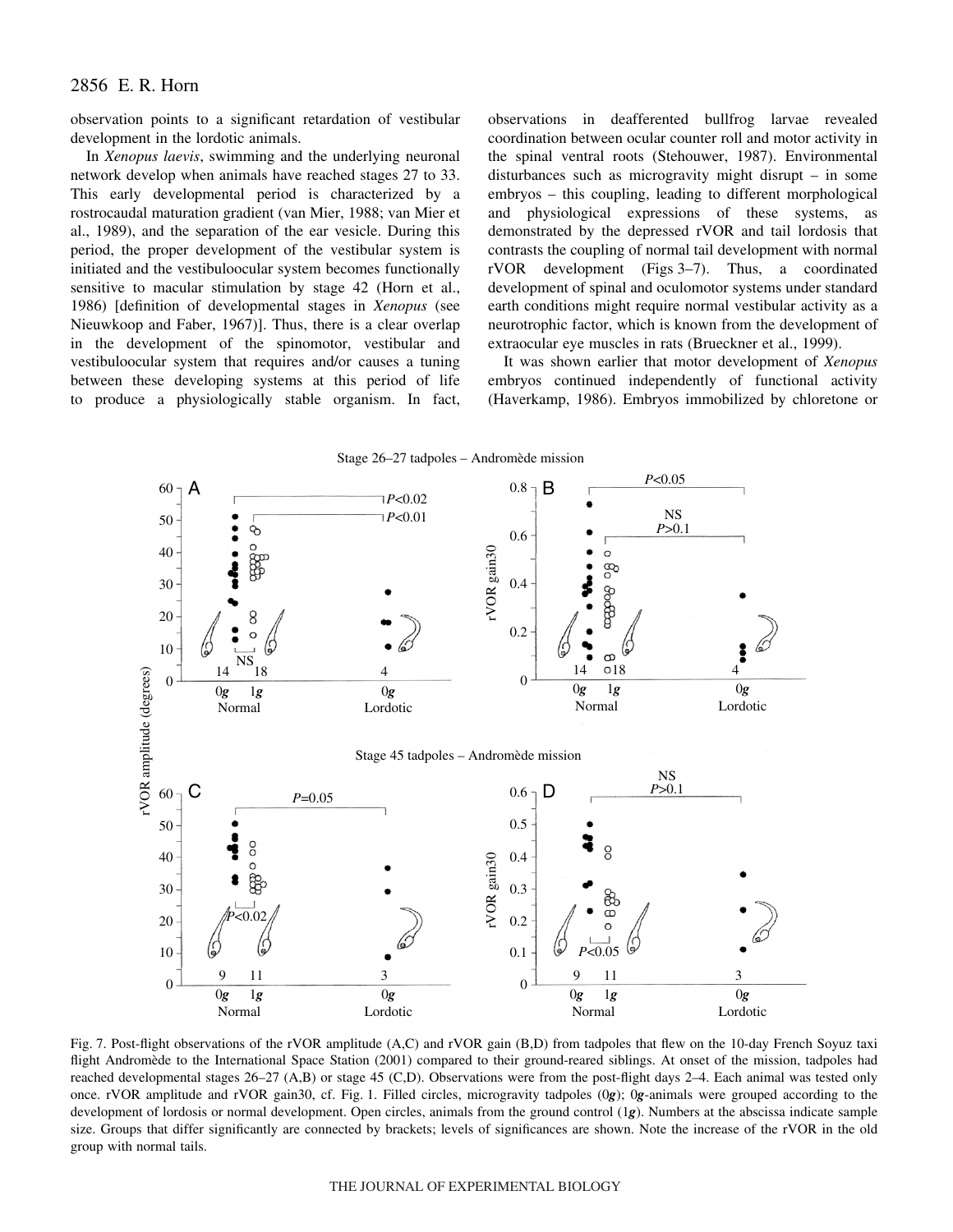observation points to a significant retardation of vestibular development in the lordotic animals.

In *Xenopus laevis*, swimming and the underlying neuronal network develop when animals have reached stages 27 to 33. This early developmental period is characterized by a rostrocaudal maturation gradient (van Mier, 1988; van Mier et al., 1989), and the separation of the ear vesicle. During this period, the proper development of the vestibular system is initiated and the vestibuloocular system becomes functionally sensitive to macular stimulation by stage 42 (Horn et al., 1986) [definition of developmental stages in *Xenopus* (see Nieuwkoop and Faber, 1967)]. Thus, there is a clear overlap in the development of the spinomotor, vestibular and vestibuloocular system that requires and/or causes a tuning between these developing systems at this period of life to produce a physiologically stable organism. In fact, observations in deafferented bullfrog larvae revealed coordination between ocular counter roll and motor activity in the spinal ventral roots (Stehouwer, 1987). Environmental disturbances such as microgravity might disrupt – in some embryos – this coupling, leading to different morphological and physiological expressions of these systems, as demonstrated by the depressed rVOR and tail lordosis that contrasts the coupling of normal tail development with normal rVOR development (Figs 3–7). Thus, a coordinated development of spinal and oculomotor systems under standard earth conditions might require normal vestibular activity as a neurotrophic factor, which is known from the development of extraocular eye muscles in rats (Brueckner et al., 1999).

It was shown earlier that motor development of *Xenopus* embryos continued independently of functional activity (Haverkamp, 1986). Embryos immobilized by chloretone or

Fig. 7. Post-flight observations of the rVOR amplitude (A,C) and rVOR gain (B,D) from tadpoles that flew on the 10-day French Soyuz taxi flight Andromède to the International Space Station (2001) compared to their ground-reared siblings. At onset of the mission, tadpoles had reached developmental stages 26–27 (A,B) or stage 45 (C,D). Observations were from the post-flight days 2–4. Each animal was tested only once. rVOR amplitude and rVOR gain30, cf. Fig. 1. Filled circles, microgravity tadpoles (0***g***); 0***g***-animals were grouped according to the development of lordosis or normal development. Open circles, animals from the ground control (1***g***). Numbers at the abscissa indicate sample size. Groups that differ significantly are connected by brackets; levels of significances are shown. Note the increase of the rVOR in the old group with normal tails.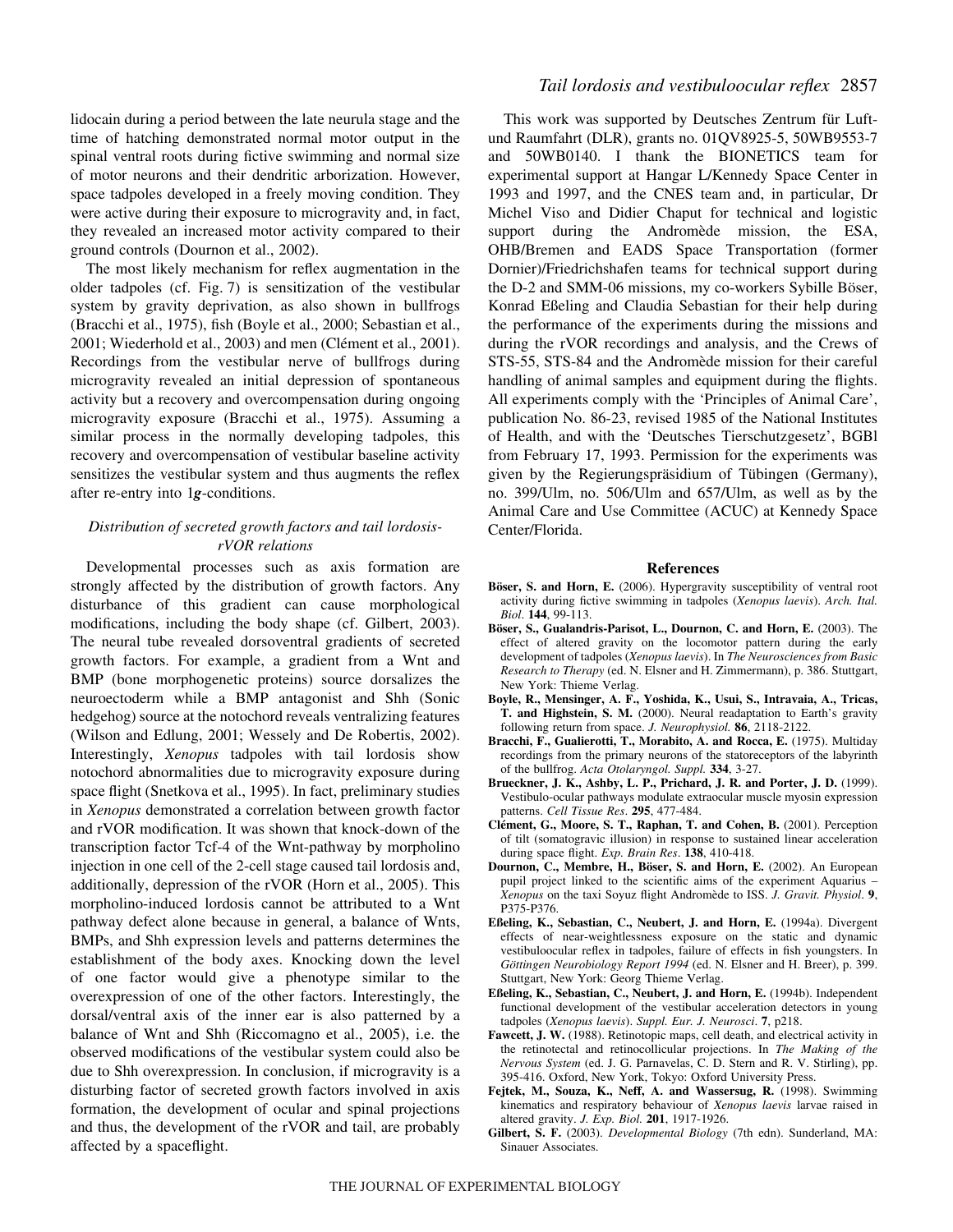lidocain during a period between the late neurula stage and the time of hatching demonstrated normal motor output in the spinal ventral roots during fictive swimming and normal size of motor neurons and their dendritic arborization. However, space tadpoles developed in a freely moving condition. They were active during their exposure to microgravity and, in fact, they revealed an increased motor activity compared to their ground controls (Dournon et al., 2002).

The most likely mechanism for reflex augmentation in the older tadpoles (cf. Fig. 7) is sensitization of the vestibular system by gravity deprivation, as also shown in bullfrogs (Bracchi et al., 1975), fish (Boyle et al., 2000; Sebastian et al., 2001; Wiederhold et al., 2003) and men (Clément et al., 2001). Recordings from the vestibular nerve of bullfrogs during microgravity revealed an initial depression of spontaneous activity but a recovery and overcompensation during ongoing microgravity exposure (Bracchi et al., 1975). Assuming a similar process in the normally developing tadpoles, this recovery and overcompensation of vestibular baseline activity sensitizes the vestibular system and thus augments the reflex after re-entry into 1***g***-conditions.

### *Distribution of secreted growth factors and tail lordosis-rVOR relations*

Developmental processes such as axis formation are strongly affected by the distribution of growth factors. Any disturbance of this gradient can cause morphological modifications, including the body shape (cf. Gilbert, 2003). The neural tube revealed dorsoventral gradients of secreted growth factors. For example, a gradient from a Wnt and BMP (bone morphogenetic proteins) source dorsalizes the neuroectoderm while a BMP antagonist and Shh (Sonic hedgehog) source at the notochord reveals ventralizing features (Wilson and Edlung, 2001; Wessely and De Robertis, 2002). Interestingly, *Xenopus* tadpoles with tail lordosis show notochord abnormalities due to microgravity exposure during space flight (Snetkova et al., 1995). In fact, preliminary studies in *Xenopus* demonstrated a correlation between growth factor and rVOR modification. It was shown that knock-down of the transcription factor Tcf-4 of the Wnt-pathway by morpholino injection in one cell of the 2-cell stage caused tail lordosis and, additionally, depression of the rVOR (Horn et al., 2005). This morpholino-induced lordosis cannot be attributed to a Wnt pathway defect alone because in general, a balance of Wnts, BMPs, and Shh expression levels and patterns determines the establishment of the body axes. Knocking down the level of one factor would give a phenotype similar to the overexpression of one of the other factors. Interestingly, the dorsal/ventral axis of the inner ear is also patterned by a balance of Wnt and Shh (Riccomagno et al., 2005), i.e. the observed modifications of the vestibular system could also be due to Shh overexpression. In conclusion, if microgravity is a disturbing factor of secreted growth factors involved in axis formation, the development of ocular and spinal projections and thus, the development of the rVOR and tail, are probably affected by a spaceflight.

This work was supported by Deutsches Zentrum für Luft- und Raumfahrt (DLR), grants no. 01QV8925-5, 50WB9553-7 and 50WB0140. I thank the BIONETICS team for experimental support at Hangar L/Kennedy Space Center in 1993 and 1997, and the CNES team and, in particular, Dr Michel Viso and Didier Chaput for technical and logistic support during the Andromède mission, the ESA, OHB/Bremen and EADS Space Transportation (former Dornier)/Friedrichshafen teams for technical support during the D-2 and SMM-06 missions, my co-workers Sybille Böser, Konrad Eßeling and Claudia Sebastian for their help during the performance of the experiments during the missions and during the rVOR recordings and analysis, and the Crews of STS-55, STS-84 and the Andromède mission for their careful handling of animal samples and equipment during the flights. All experiments comply with the 'Principles of Animal Care', publication No. 86-23, revised 1985 of the National Institutes of Health, and with the 'Deutsches Tierschutzgesetz', BGBl from February 17, 1993. Permission for the experiments was given by the Regierungspräsidium of Tübingen (Germany), no. 399/Ulm, no. 506/Ulm and 657/Ulm, as well as by the Animal Care and Use Committee (ACUC) at Kennedy Space Center/Florida.

## References

**Böser, S. and Horn, E.** (2006). Hypergravity susceptibility of ventral root activity during fictive swimming in tadpoles (*Xenopus laevis*). *Arch. Ital. Biol*. **144**, 99-113.

**Böser, S., Gualandris-Parisot, L., Dournon, C. and Horn, E.** (2003). The effect of altered gravity on the locomotor pattern during the early development of tadpoles (*Xenopus laevis*). In *The Neurosciences from Basic Research to Therapy* (ed. N. Elsner and H. Zimmermann), p. 386. Stuttgart, New York: Thieme Verlag.

**Boyle, R., Mensinger, A. F., Yoshida, K., Usui, S., Intravaia, A., Tricas, T. and Highstein, S. M.** (2000). Neural readaptation to Earth's gravity following return from space. *J. Neurophysiol.* **86**, 2118-2122.

**Bracchi, F., Gualierotti, T., Morabito, A. and Rocca, E.** (1975). Multiday recordings from the primary neurons of the statoreceptors of the labyrinth of the bullfrog. *Acta Otolaryngol. Suppl.* **334**, 3-27.

**Brueckner, J. K., Ashby, L. P., Prichard, J. R. and Porter, J. D.** (1999). Vestibulo-ocular pathways modulate extraocular muscle myosin expression patterns. *Cell Tissue Res*. **295**, 477-484.

**Clément, G., Moore, S. T., Raphan, T. and Cohen, B.** (2001). Perception of tilt (somatogravic illusion) in response to sustained linear acceleration during space flight. *Exp. Brain Res*. **138**, 410-418.

**Dournon, C., Membre, H., Böser, S. and Horn, E.** (2002). An European pupil project linked to the scientific aims of the experiment Aquarius – *Xenopus* on the taxi Soyuz flight Andromède to ISS. *J. Gravit. Physiol*. **9**, P375-P376.

**Eßeling, K., Sebastian, C., Neubert, J. and Horn, E.** (1994a). Divergent effects of near-weightlessness exposure on the static and dynamic vestibuloocular reflex in tadpoles, failure of effects in fish youngsters. In *Göttingen Neurobiology Report 1994* (ed. N. Elsner and H. Breer), p. 399. Stuttgart, New York: Georg Thieme Verlag.

**Eßeling, K., Sebastian, C., Neubert, J. and Horn, E.** (1994b). Independent functional development of the vestibular acceleration detectors in young tadpoles (*Xenopus laevis*). *Suppl. Eur. J. Neurosci*. **7**, p218.

**Fawcett, J. W.** (1988). Retinotopic maps, cell death, and electrical activity in the retinotectal and retinocollicular projections. In *The Making of the Nervous System* (ed. J. G. Parnavelas, C. D. Stern and R. V. Stirling), pp. 395-416. Oxford, New York, Tokyo: Oxford University Press.

**Fejtek, M., Souza, K., Neff, A. and Wassersug, R.** (1998). Swimming kinematics and respiratory behaviour of *Xenopus laevis* larvae raised in altered gravity. *J. Exp. Biol.* **201**, 1917-1926.

**Gilbert, S. F.** (2003). *Developmental Biology* (7th edn). Sunderland, MA: Sinauer Associates.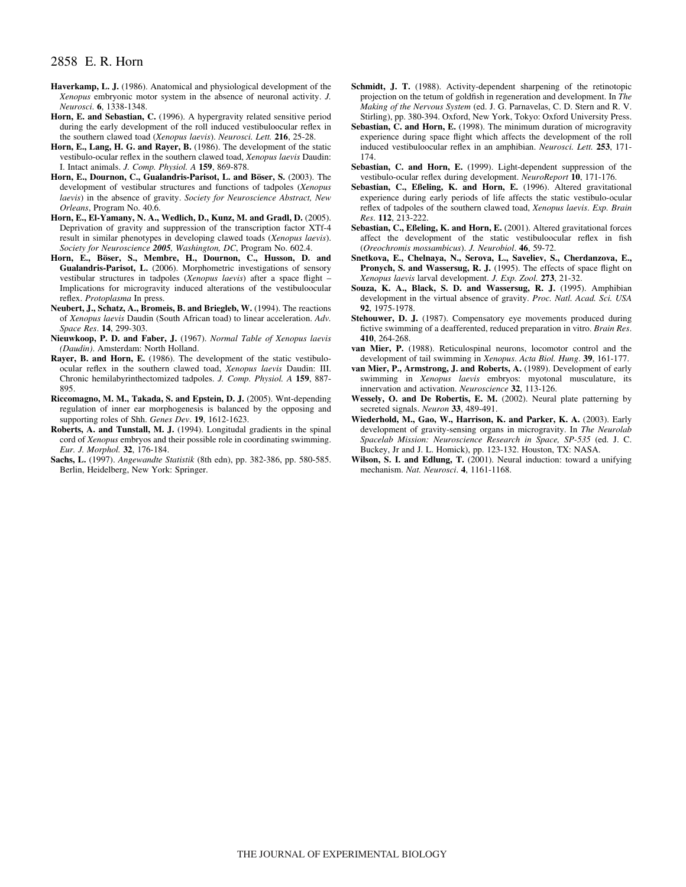**Haverkamp, L. J.** (1986). Anatomical and physiological development of the *Xenopus* embryonic motor system in the absence of neuronal activity. *J. Neurosci.* **6**, 1338-1348.

**Horn, E. and Sebastian, C.** (1996). A hypergravity related sensitive period during the early development of the roll induced vestibuloocular reflex in the southern clawed toad (*Xenopus laevis*). *Neurosci. Lett.* **216**, 25-28.

**Horn, E., Lang, H. G. and Rayer, B.** (1986). The development of the static vestibulo-ocular reflex in the southern clawed toad, *Xenopus laevis* Daudin: I. Intact animals. *J. Comp. Physiol. A* **159**, 869-878.

**Horn, E., Dournon, C., Gualandris-Parisot, L. and Böser, S.** (2003). The development of vestibular structures and functions of tadpoles (*Xenopus laevis*) in the absence of gravity. *Society for Neuroscience Abstract, New Orleans*, Program No. 40.6.

**Horn, E., El-Yamany, N. A., Wedlich, D., Kunz, M. and Gradl, D.** (2005). Deprivation of gravity and suppression of the transcription factor XTf-4 result in similar phenotypes in developing clawed toads (*Xenopus laevis*). *Society for Neuroscience* ***2005**, Washington, DC*, Program No. 602.4.

**Horn, E., Böser, S., Membre, H., Dournon, C., Husson, D. and Gualandris-Parisot, L.** (2006). Morphometric investigations of sensory vestibular structures in tadpoles (*Xenopus laevis*) after a space flight – Implications for microgravity induced alterations of the vestibuloocular reflex. *Protoplasma* In press.

**Neubert, J., Schatz, A., Bromeis, B. and Briegleb, W.** (1994). The reactions of *Xenopus laevis* Daudin (South African toad) to linear acceleration. *Adv. Space Res.* **14**, 299-303.

**Nieuwkoop, P. D. and Faber, J.** (1967). *Normal Table of Xenopus laevis (Daudin)*. Amsterdam: North Holland.

**Rayer, B. and Horn, E.** (1986). The development of the static vestibulo-ocular reflex in the southern clawed toad, *Xenopus laevis* Daudin: III. Chronic hemilabyrinthectomized tadpoles. *J. Comp. Physiol. A* **159**, 887-895.

**Riccomagno, M. M., Takada, S. and Epstein, D. J.** (2005). Wnt-depending regulation of inner ear morphogenesis is balanced by the opposing and supporting roles of Shh. *Genes Dev*. **19**, 1612-1623.

**Roberts, A. and Tunstall, M. J.** (1994). Longitudal gradients in the spinal cord of *Xenopus* embryos and their possible role in coordinating swimming. *Eur. J. Morphol.* **32**, 176-184.

**Sachs, L.** (1997). *Angewandte Statistik* (8th edn), pp. 382-386, pp. 580-585. Berlin, Heidelberg, New York: Springer.

**Schmidt, J. T.** (1988). Activity-dependent sharpening of the retinotopic projection on the tetum of goldfish in regeneration and development. In *The Making of the Nervous System* (ed. J. G. Parnavelas, C. D. Stern and R. V. Stirling), pp. 380-394. Oxford, New York, Tokyo: Oxford University Press.

**Sebastian, C. and Horn, E.** (1998). The minimum duration of microgravity experience during space flight which affects the development of the roll induced vestibuloocular reflex in an amphibian. *Neurosci. Lett.* **253**, 171-174.

**Sebastian, C. and Horn, E.** (1999). Light-dependent suppression of the vestibulo-ocular reflex during development. *NeuroReport* **10**, 171-176.

**Sebastian, C., Eßeling, K. and Horn, E.** (1996). Altered gravitational experience during early periods of life affects the static vestibulo-ocular reflex of tadpoles of the southern clawed toad, *Xenopus laevis*. *Exp. Brain Res.* **112**, 213-222.

**Sebastian, C., Eßeling, K. and Horn, E.** (2001). Altered gravitational forces affect the development of the static vestibuloocular reflex in fish (*Oreochromis mossambicus*). *J. Neurobiol*. **46**, 59-72.

**Snetkova, E., Chelnaya, N., Serova, L., Saveliev, S., Cherdanzova, E., Pronych, S. and Wassersug, R. J.** (1995). The effects of space flight on *Xenopus laevis* larval development. *J. Exp. Zool.* **273**, 21-32.

**Souza, K. A., Black, S. D. and Wassersug, R. J.** (1995). Amphibian development in the virtual absence of gravity. *Proc. Natl. Acad. Sci. USA* **92**, 1975-1978.

**Stehouwer, D. J.** (1987). Compensatory eye movements produced during fictive swimming of a deafferented, reduced preparation in vitro. *Brain Res*. **410**, 264-268.

**van Mier, P.** (1988). Reticulospinal neurons, locomotor control and the development of tail swimming in *Xenopus*. *Acta Biol. Hung*. **39**, 161-177.

**van Mier, P., Armstrong, J. and Roberts, A.** (1989). Development of early swimming in *Xenopus laevis* embryos: myotonal musculature, its innervation and activation. *Neuroscience* **32**, 113-126.

**Wessely, O. and De Robertis, E. M.** (2002). Neural plate patterning by secreted signals. *Neuron* **33**, 489-491.

**Wiederhold, M., Gao, W., Harrison, K. and Parker, K. A.** (2003). Early development of gravity-sensing organs in microgravity. In *The Neurolab Spacelab Mission: Neuroscience Research in Space, SP-535* (ed. J. C. Buckey, Jr and J. L. Homick), pp. 123-132. Houston, TX: NASA.

**Wilson, S. I. and Edlung, T.** (2001). Neural induction: toward a unifying mechanism. *Nat. Neurosci*. **4**, 1161-1168.